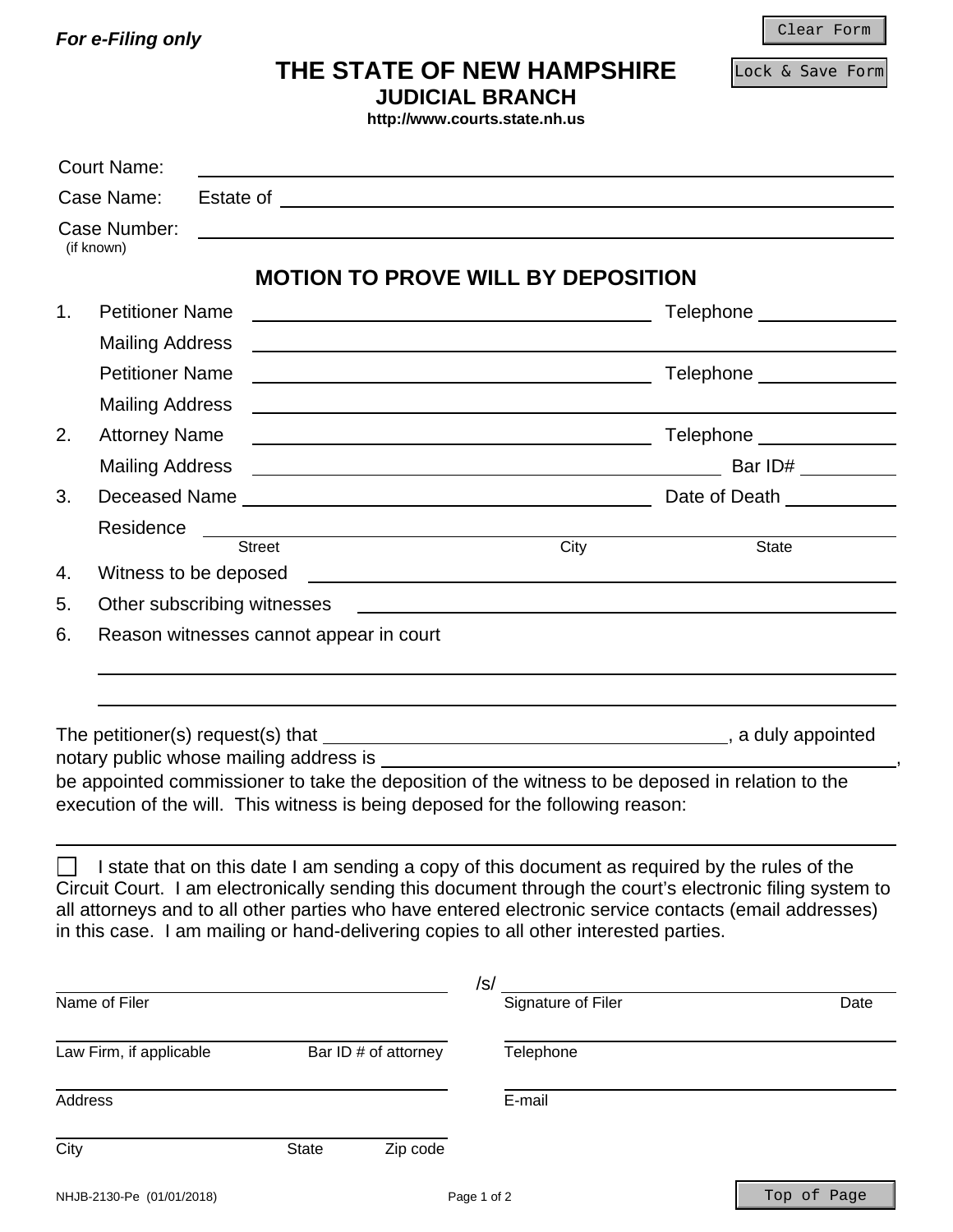*For e-Filing only*

Clear Form

Lock & Save Form

# THE STATE OF NEW HAMPSHIRE
## JUDICIAL BRANCH
**http://www.courts.state.nh.us**

Court Name: ______________________________

Case Name: Estate of ______________________________

Case Number: ______________________________
(if known)

## MOTION TO PROVE WILL BY DEPOSITION

1. Petitioner Name ______________________________ Telephone ______________

   Mailing Address ______________________________

   Petitioner Name ______________________________ Telephone ______________

   Mailing Address ______________________________

2. Attorney Name ______________________________ Telephone ______________

   Mailing Address ______________________________ Bar ID# ______________

3. Deceased Name ______________________________ Date of Death ______________

   Residence ______________________________
   Street City State

4. Witness to be deposed ______________________________

5. Other subscribing witnesses ______________________________

6. Reason witnesses cannot appear in court

   ______________________________

   ______________________________

The petitioner(s) request(s) that ______________________________, a duly appointed notary public whose mailing address is ______________________________, be appointed commissioner to take the deposition of the witness to be deposed in relation to the execution of the will. This witness is being deposed for the following reason:

______________________________

☐ I state that on this date I am sending a copy of this document as required by the rules of the Circuit Court. I am electronically sending this document through the court's electronic filing system to all attorneys and to all other parties who have entered electronic service contacts (email addresses) in this case. I am mailing or hand-delivering copies to all other interested parties.

______________________________ /s/ ______________________________
Name of Filer Signature of Filer Date

______________________________ ______________________________
Law Firm, if applicable Bar ID # of attorney Telephone

______________________________ ______________________________
Address E-mail

______________________________
City State Zip code

NHJB-2130-Pe (01/01/2018)

Top of Page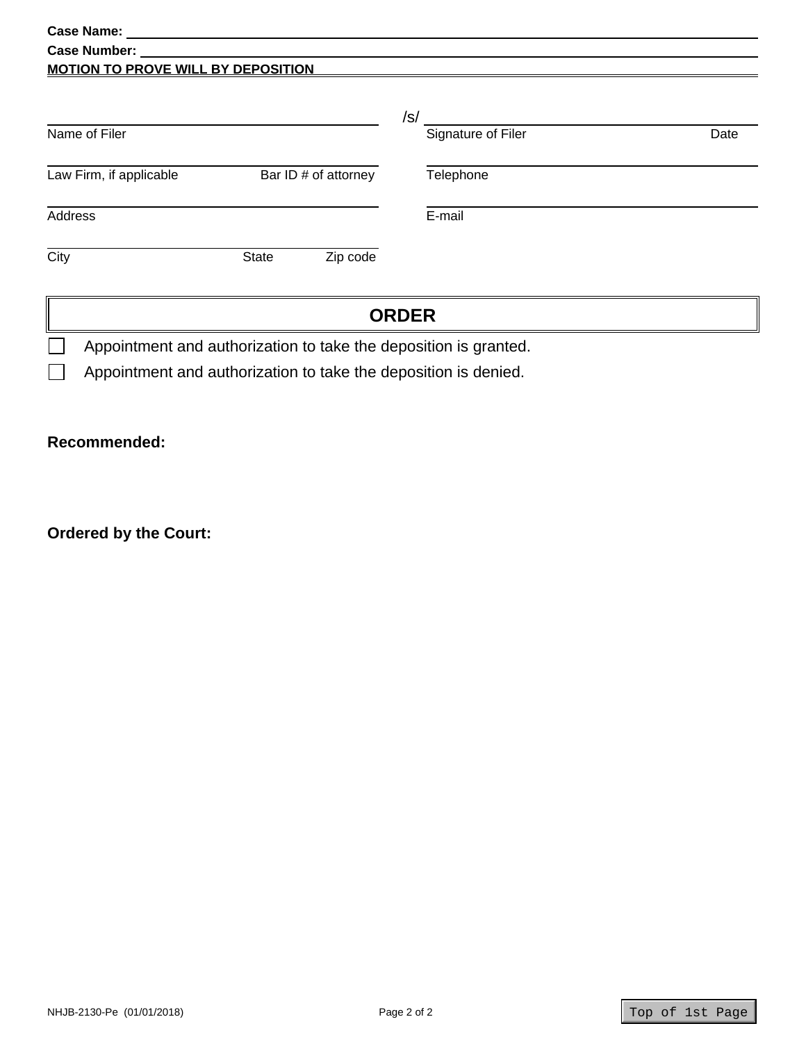**Case Name:**

**Case Number:**

**MOTION TO PROVE WILL BY DEPOSITION**

| | | |
|---|---|---|
| Name of Filer | /s/ Signature of Filer | Date |
| Law Firm, if applicable / Bar ID # of attorney | Telephone | |
| Address | E-mail | |
| City / State / Zip code | | |

## ORDER

- [ ] Appointment and authorization to take the deposition is granted.
- [ ] Appointment and authorization to take the deposition is denied.

**Recommended:**

**Ordered by the Court:**

NHJB-2130-Pe (01/01/2018)